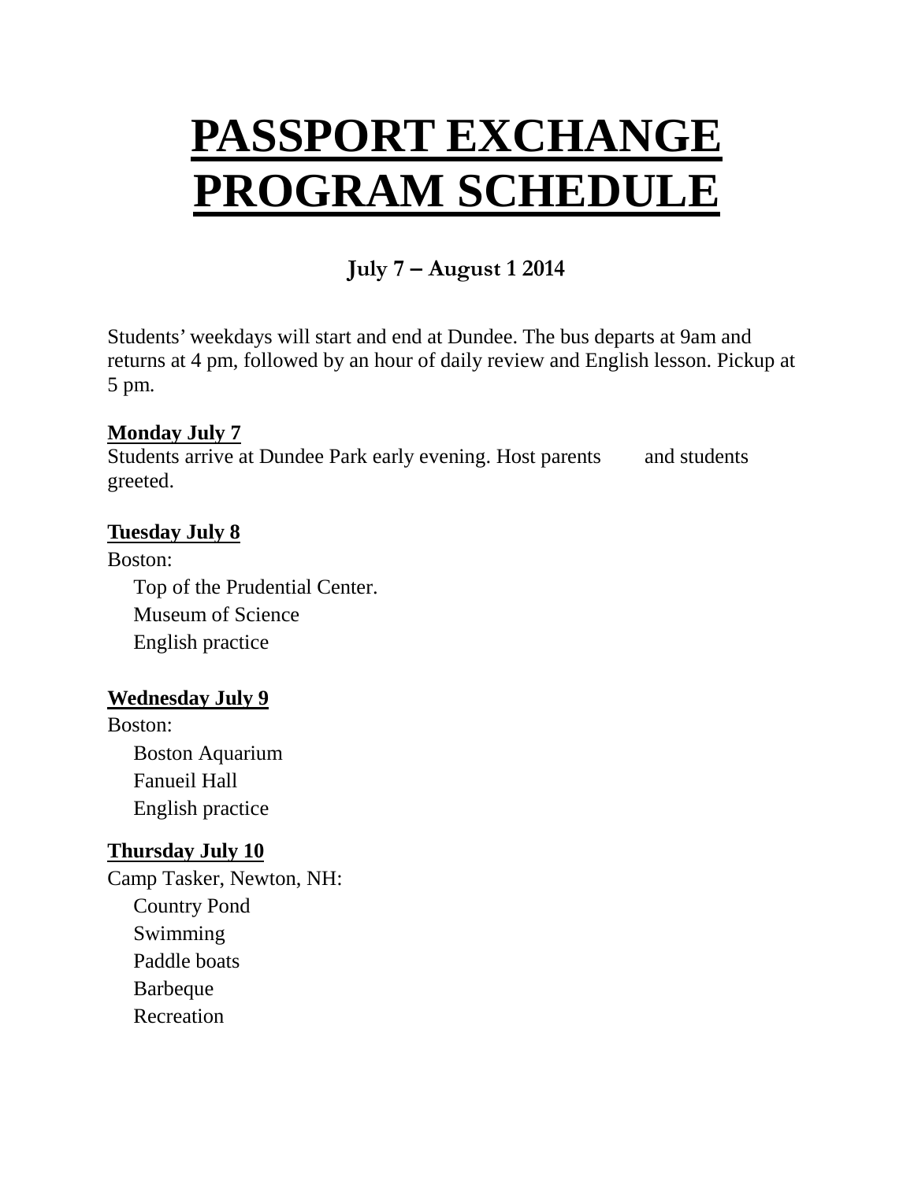# PASSPORT EXCHANGE PROGRAM SCHEDULE

### July 7 – August 1 2014

Students' weekdays will start and end at Dundee. The bus departs at 9am and returns at 4 pm, followed by an hour of daily review and English lesson. Pickup at 5 pm.

**Monday July 7**

Students arrive at Dundee Park early evening. Host parents and students greeted.

**Tuesday July 8**

Boston:

- Top of the Prudential Center.
- Museum of Science
- English practice

**Wednesday July 9**

Boston:

- Boston Aquarium
- Fanueil Hall
- English practice

**Thursday July 10**

Camp Tasker, Newton, NH:

- Country Pond
- Swimming
- Paddle boats
- Barbeque
- Recreation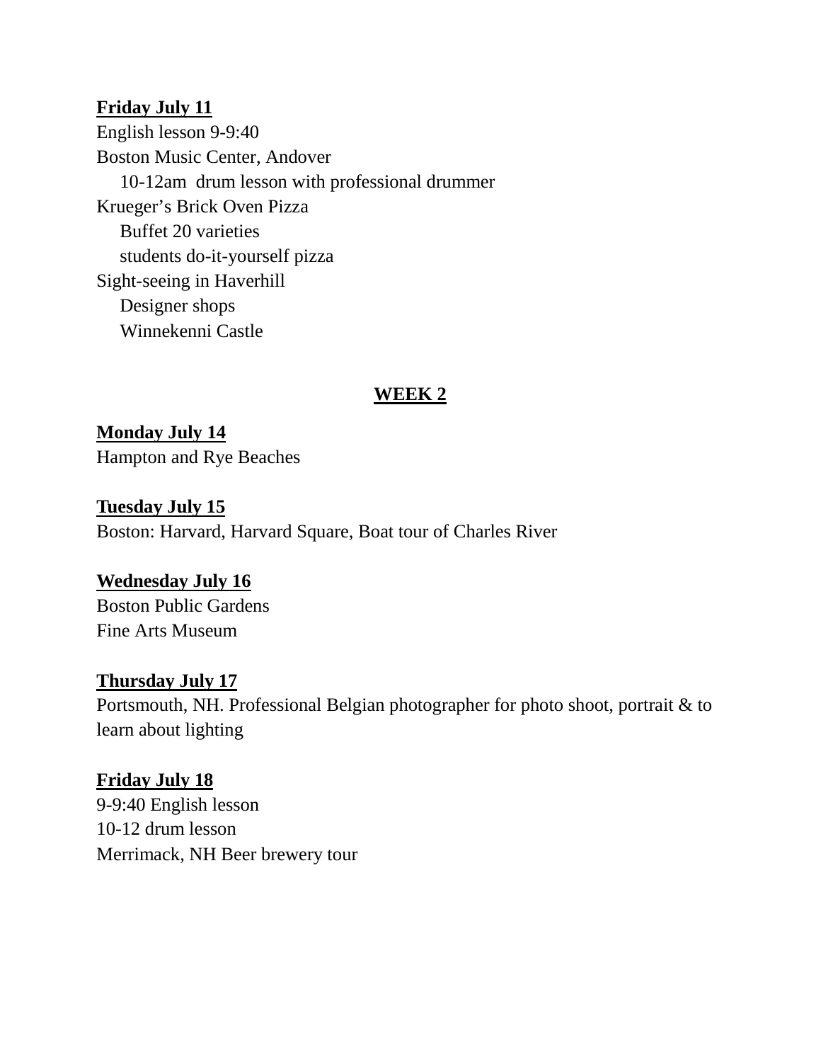**Friday July 11**

English lesson 9-9:40

Boston Music Center, Andover

- 10-12am drum lesson with professional drummer

Krueger's Brick Oven Pizza

- Buffet 20 varieties
- students do-it-yourself pizza

Sight-seeing in Haverhill

- Designer shops
- Winnekenni Castle

## WEEK 2

**Monday July 14**

Hampton and Rye Beaches

**Tuesday July 15**

Boston: Harvard, Harvard Square, Boat tour of Charles River

**Wednesday July 16**

Boston Public Gardens

Fine Arts Museum

**Thursday July 17**

Portsmouth, NH. Professional Belgian photographer for photo shoot, portrait & to learn about lighting

**Friday July 18**

9-9:40 English lesson

10-12 drum lesson

Merrimack, NH Beer brewery tour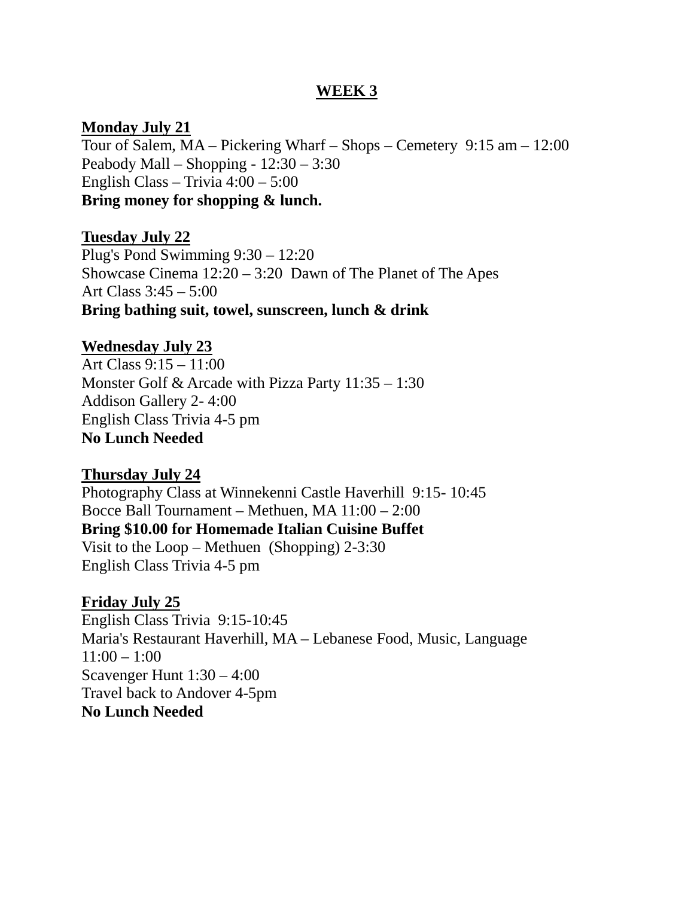## WEEK 3

**Monday July 21**

Tour of Salem, MA – Pickering Wharf – Shops – Cemetery  9:15 am – 12:00
Peabody Mall – Shopping - 12:30 – 3:30
English Class – Trivia 4:00 – 5:00
**Bring money for shopping & lunch.**

**Tuesday July 22**

Plug's Pond Swimming 9:30 – 12:20
Showcase Cinema 12:20 – 3:20  Dawn of The Planet of The Apes
Art Class 3:45 – 5:00
**Bring bathing suit, towel, sunscreen, lunch & drink**

**Wednesday July 23**

Art Class 9:15 – 11:00
Monster Golf & Arcade with Pizza Party 11:35 – 1:30
Addison Gallery 2- 4:00
English Class Trivia 4-5 pm
**No Lunch Needed**

**Thursday July 24**

Photography Class at Winnekenni Castle Haverhill  9:15- 10:45
Bocce Ball Tournament – Methuen, MA 11:00 – 2:00
**Bring $10.00 for Homemade Italian Cuisine Buffet**
Visit to the Loop – Methuen  (Shopping) 2-3:30
English Class Trivia 4-5 pm

**Friday July 25**

English Class Trivia  9:15-10:45
Maria's Restaurant Haverhill, MA – Lebanese Food, Music, Language
11:00 – 1:00
Scavenger Hunt 1:30 – 4:00
Travel back to Andover 4-5pm
**No Lunch Needed**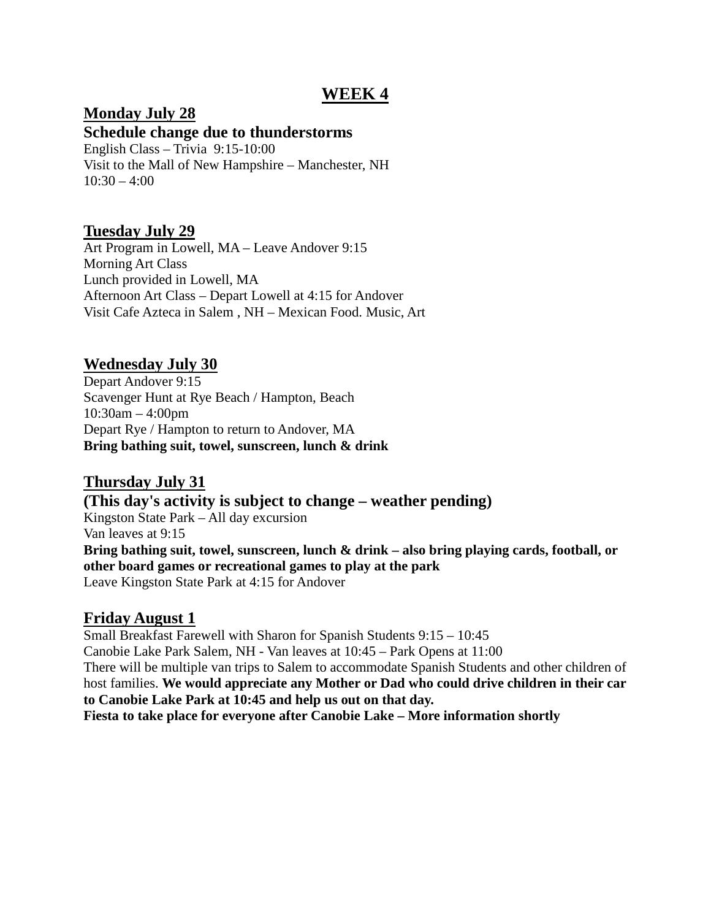# WEEK 4

## Monday July 28

**Schedule change due to thunderstorms**

English Class – Trivia 9:15-10:00
Visit to the Mall of New Hampshire – Manchester, NH
10:30 – 4:00

## Tuesday July 29

Art Program in Lowell, MA – Leave Andover 9:15
Morning Art Class
Lunch provided in Lowell, MA
Afternoon Art Class – Depart Lowell at 4:15 for Andover
Visit Cafe Azteca in Salem , NH – Mexican Food. Music, Art

## Wednesday July 30

Depart Andover 9:15
Scavenger Hunt at Rye Beach / Hampton, Beach
10:30am – 4:00pm
Depart Rye / Hampton to return to Andover, MA
**Bring bathing suit, towel, sunscreen, lunch & drink**

## Thursday July 31

**(This day's activity is subject to change – weather pending)**

Kingston State Park – All day excursion
Van leaves at 9:15
**Bring bathing suit, towel, sunscreen, lunch & drink – also bring playing cards, football, or other board games or recreational games to play at the park**
Leave Kingston State Park at 4:15 for Andover

## Friday August 1

Small Breakfast Farewell with Sharon for Spanish Students 9:15 – 10:45
Canobie Lake Park Salem, NH - Van leaves at 10:45 – Park Opens at 11:00
There will be multiple van trips to Salem to accommodate Spanish Students and other children of host families. **We would appreciate any Mother or Dad who could drive children in their car to Canobie Lake Park at 10:45 and help us out on that day.**
**Fiesta to take place for everyone after Canobie Lake – More information shortly**